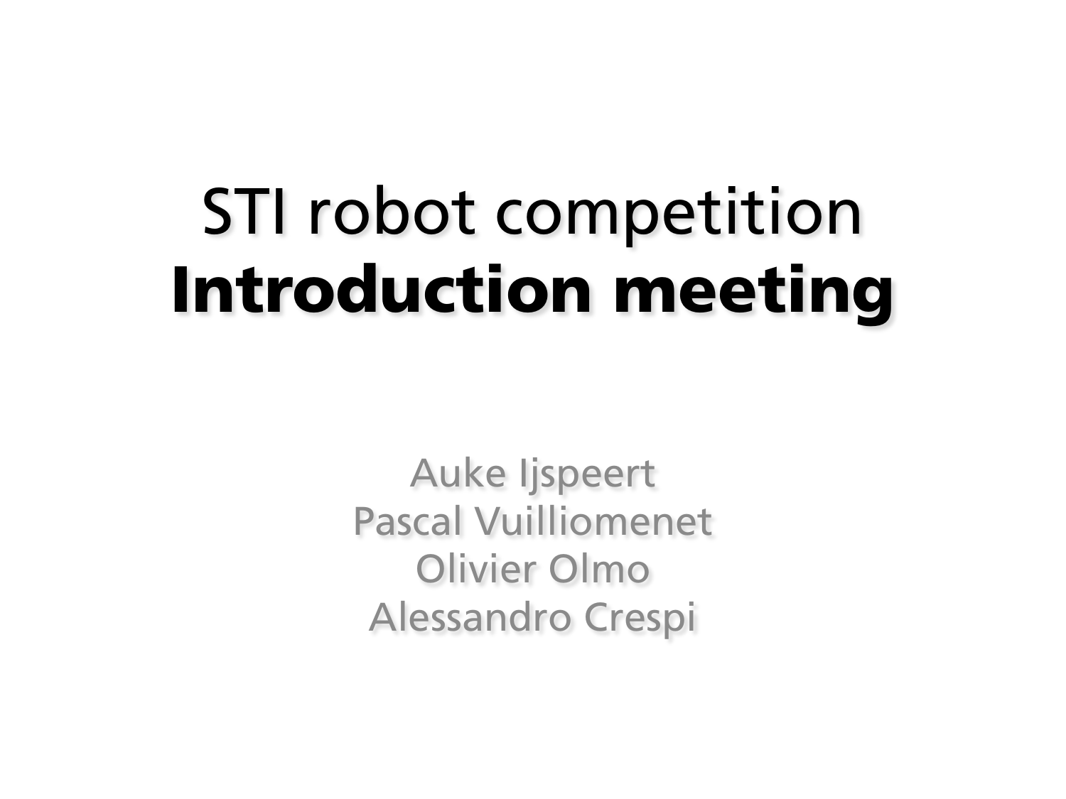# STI robot competition **Introduction meeting**

Auke Ijspeert
Pascal Vuilliomenet
Olivier Olmo
Alessandro Crespi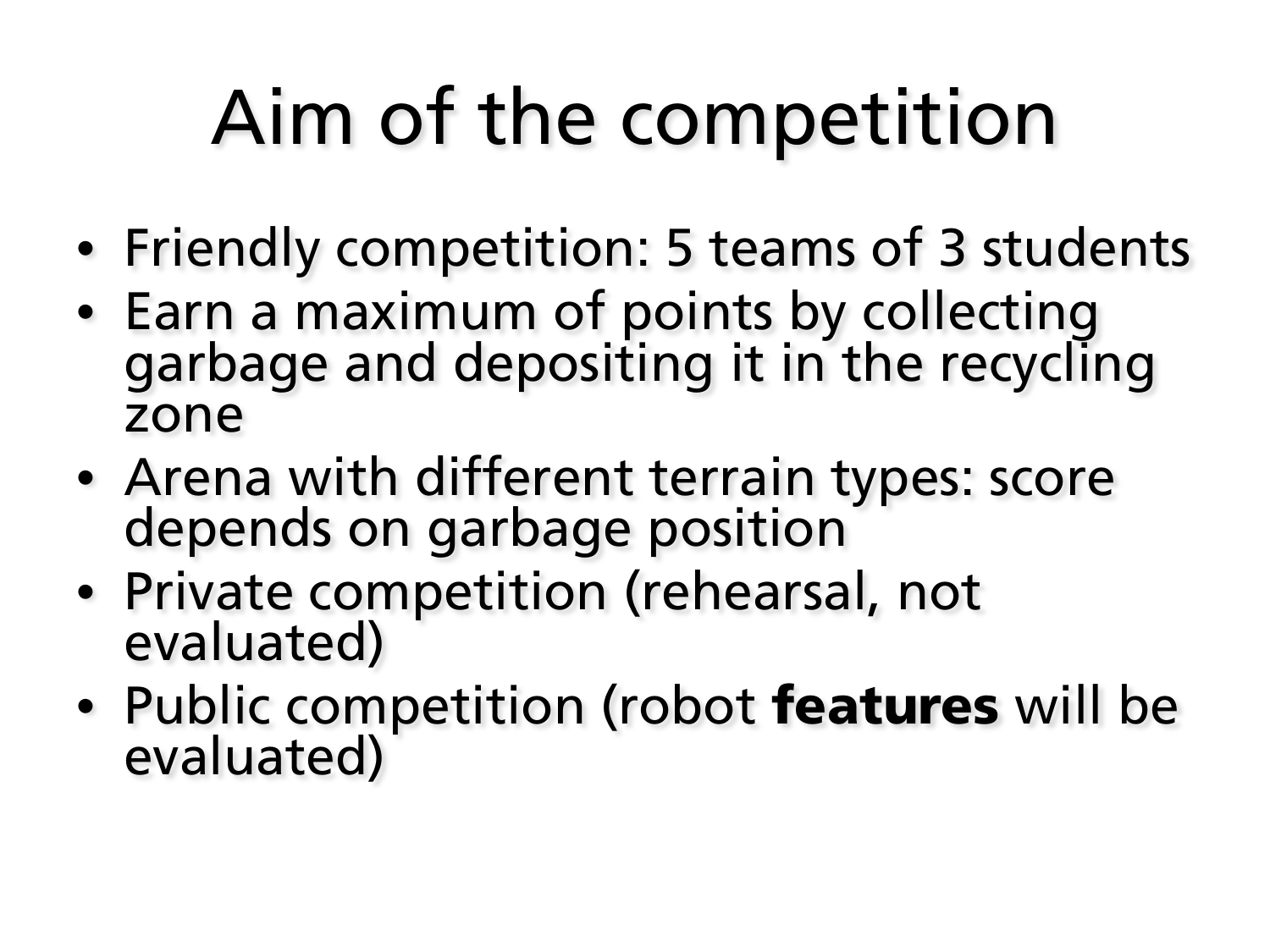# Aim of the competition

- Friendly competition: 5 teams of 3 students
- Earn a maximum of points by collecting garbage and depositing it in the recycling zone
- Arena with different terrain types: score depends on garbage position
- Private competition (rehearsal, not evaluated)
- Public competition (robot **features** will be evaluated)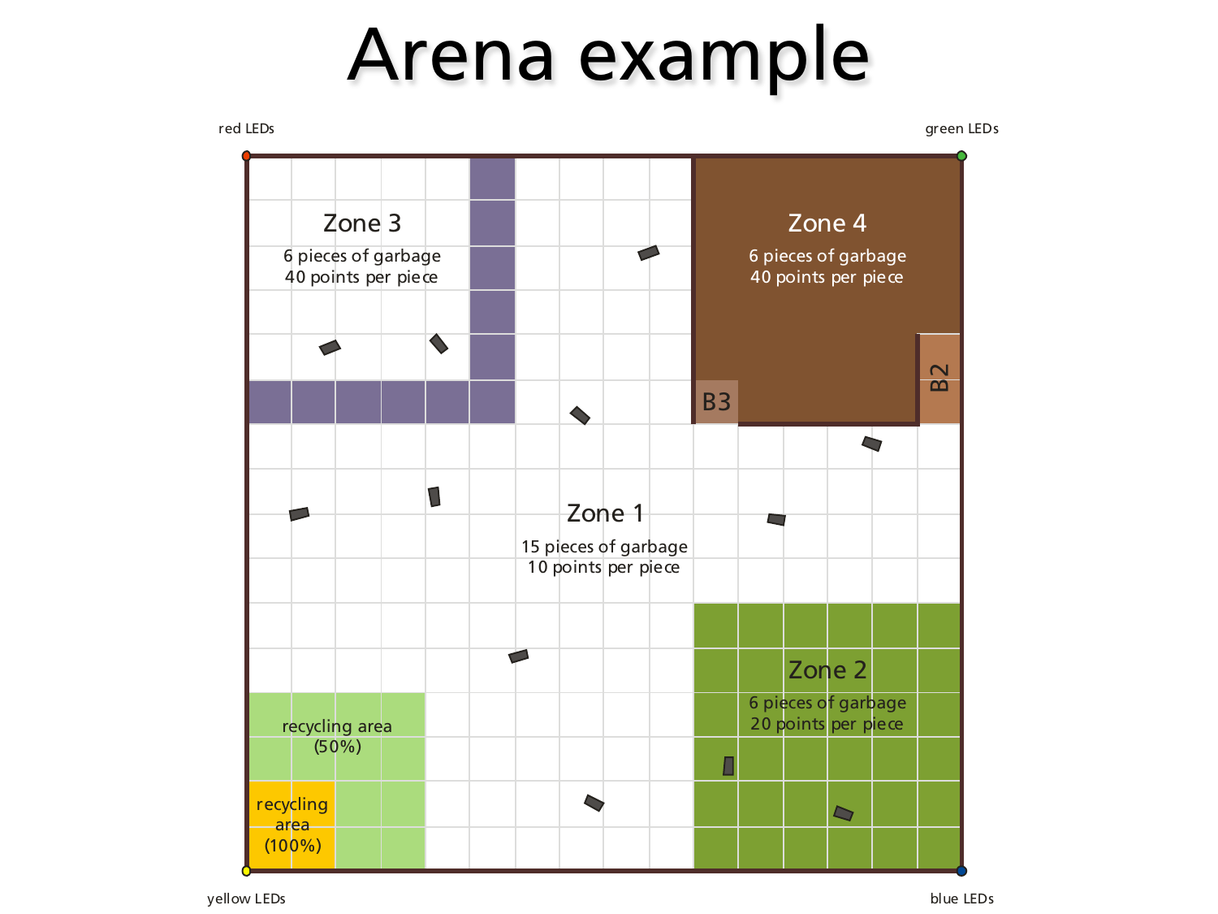# Arena example

red LEDs

green LEDs

Zone 3

6 pieces of garbage
40 points per piece

Zone 4

6 pieces of garbage
40 points per piece

B3

B2

Zone 1

15 pieces of garbage
10 points per piece

Zone 2

6 pieces of garbage
20 points per piece

recycling area
(50%)

recycling
area
(100%)

yellow LEDs

blue LEDs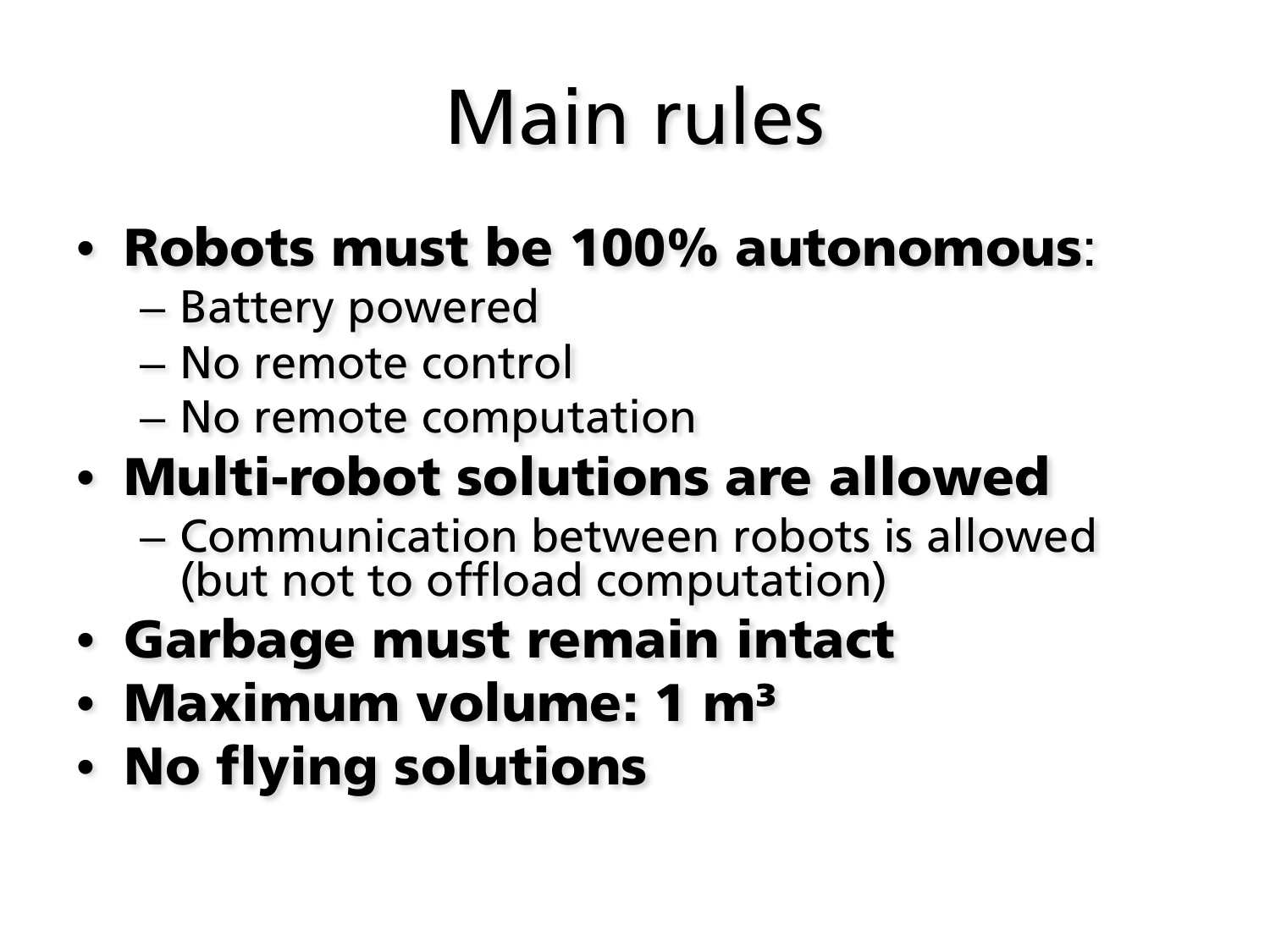# Main rules

- **Robots must be 100% autonomous**:
  - Battery powered
  - No remote control
  - No remote computation
- **Multi-robot solutions are allowed**
  - Communication between robots is allowed (but not to offload computation)
- **Garbage must remain intact**
- **Maximum volume: 1 $m^3$**
- **No flying solutions**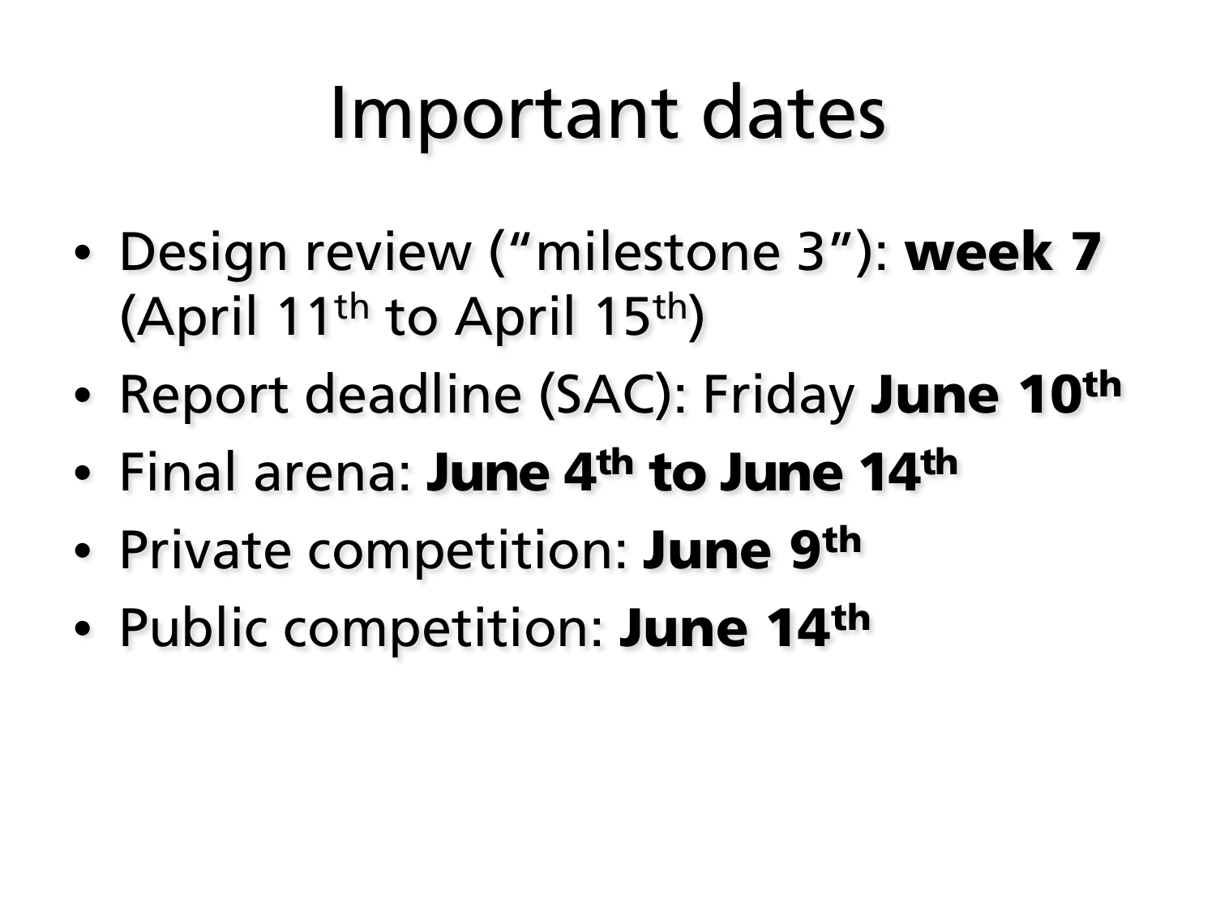# Important dates

- Design review ("milestone 3"): **week 7** (April 11th to April 15th)
- Report deadline (SAC): Friday **June 10th**
- Final arena: **June 4th to June 14th**
- Private competition: **June 9th**
- Public competition: **June 14th**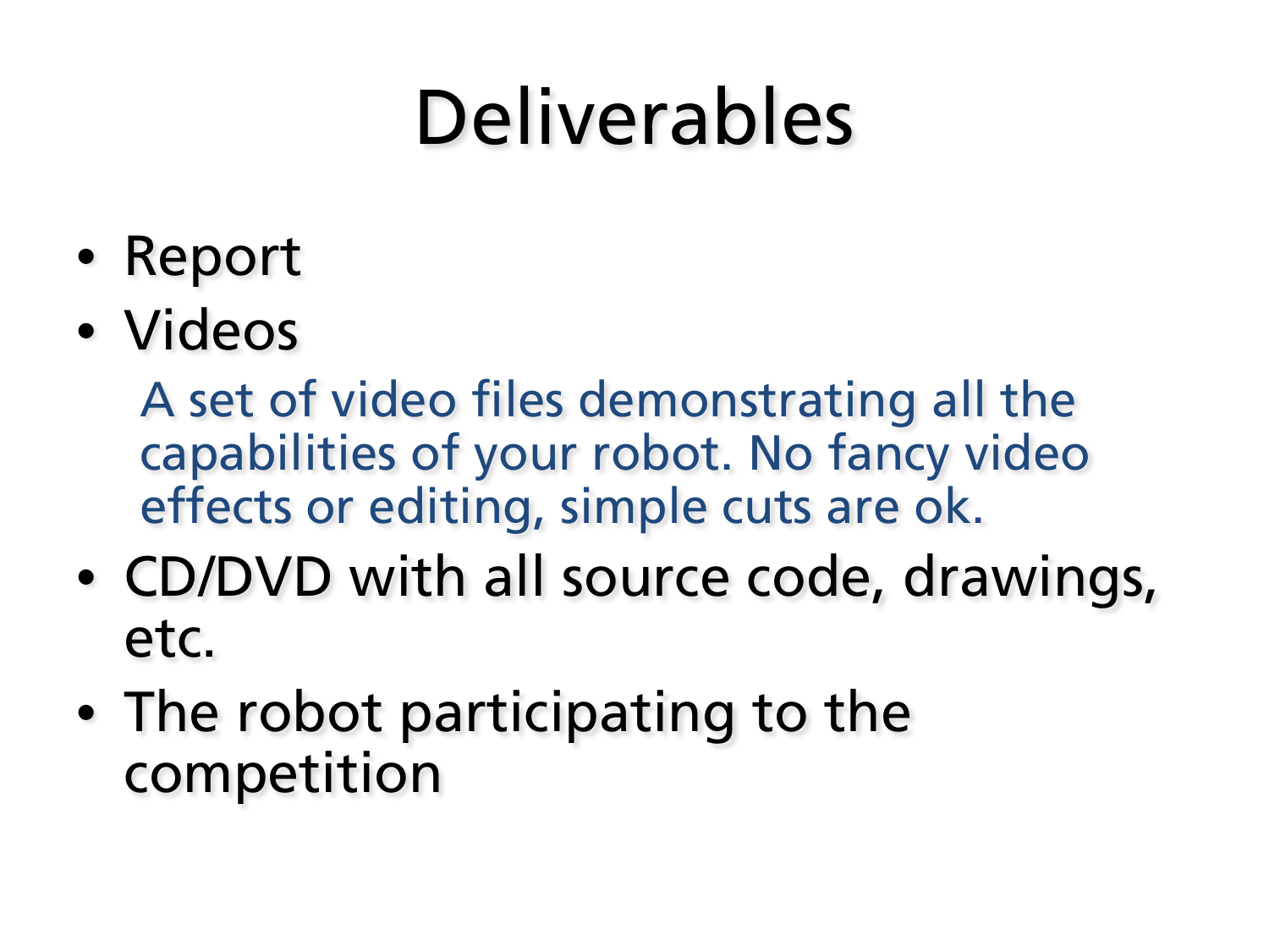# Deliverables

- Report
- Videos

  A set of video files demonstrating all the capabilities of your robot. No fancy video effects or editing, simple cuts are ok.

- CD/DVD with all source code, drawings, etc.
- The robot participating to the competition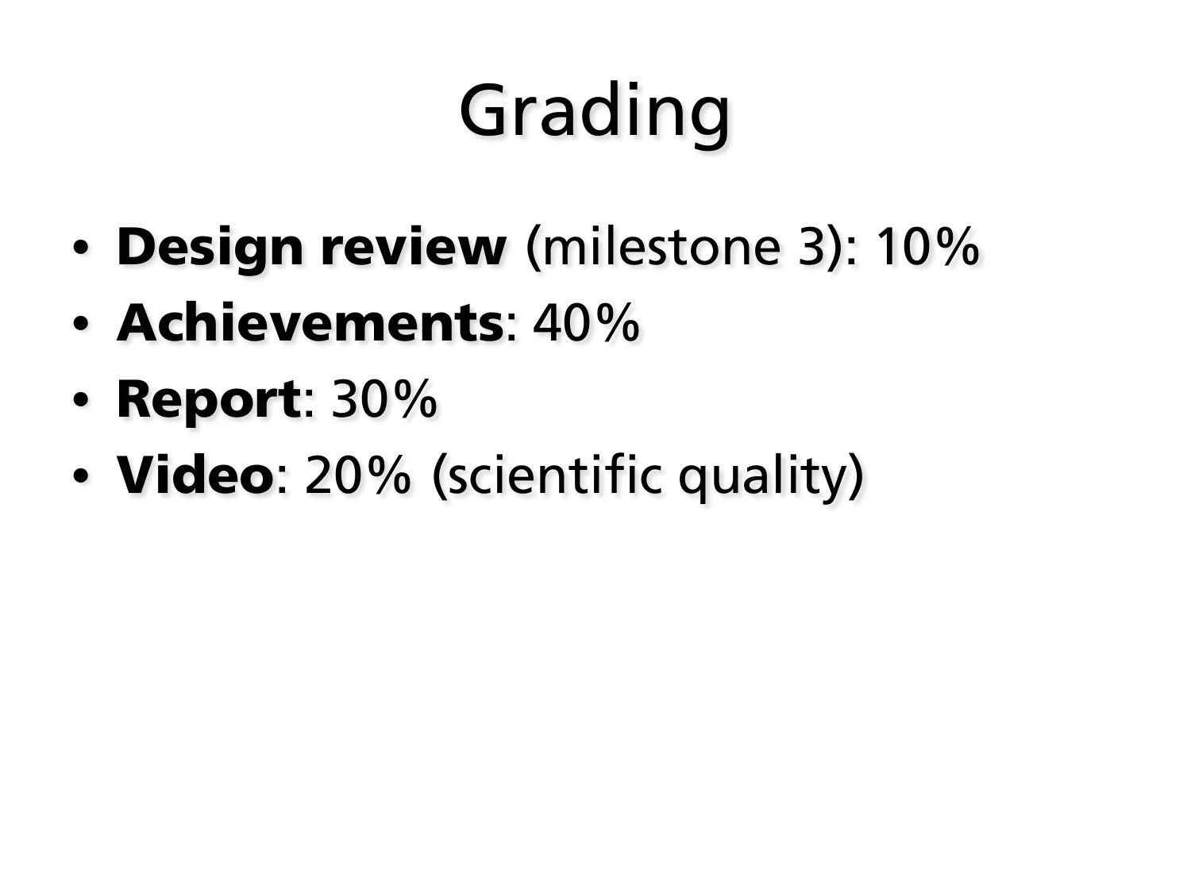# Grading

- **Design review** (milestone 3): 10%
- **Achievements**: 40%
- **Report**: 30%
- **Video**: 20% (scientific quality)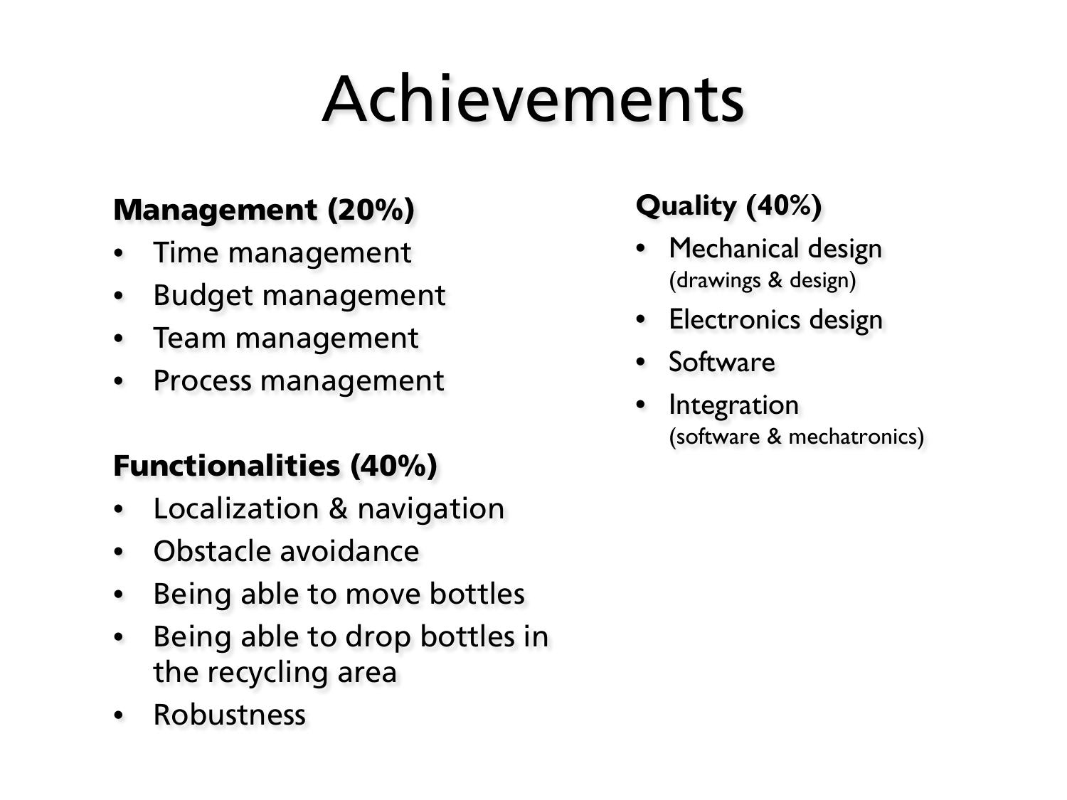# Achievements

**Management (20%)**

- Time management
- Budget management
- Team management
- Process management

**Functionalities (40%)**

- Localization & navigation
- Obstacle avoidance
- Being able to move bottles
- Being able to drop bottles in the recycling area
- Robustness

**Quality (40%)**

- Mechanical design
  (drawings & design)
- Electronics design
- Software
- Integration
  (software & mechatronics)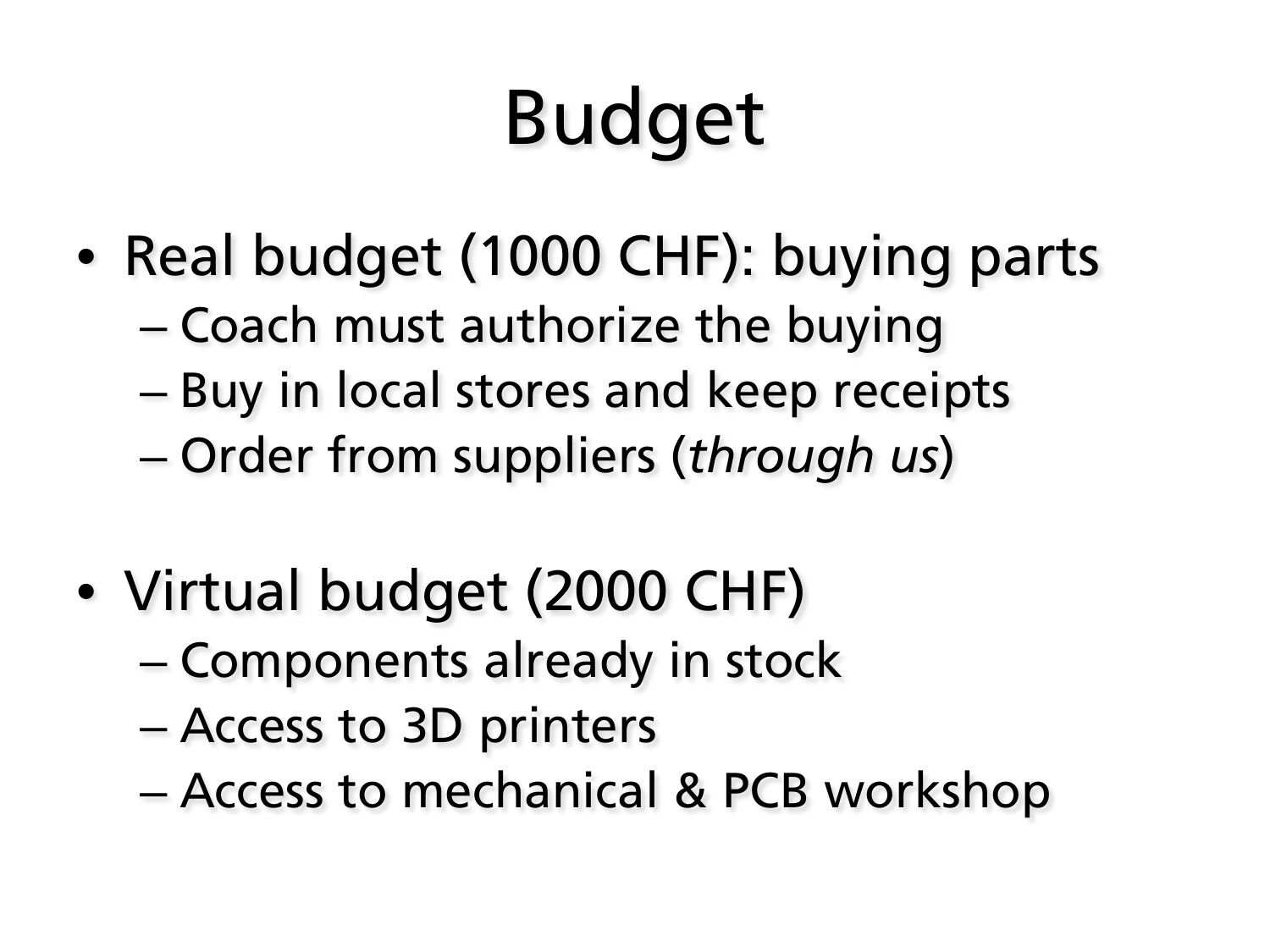# Budget

- Real budget (1000 CHF): buying parts
  - Coach must authorize the buying
  - Buy in local stores and keep receipts
  - Order from suppliers (*through us*)

- Virtual budget (2000 CHF)
  - Components already in stock
  - Access to 3D printers
  - Access to mechanical & PCB workshop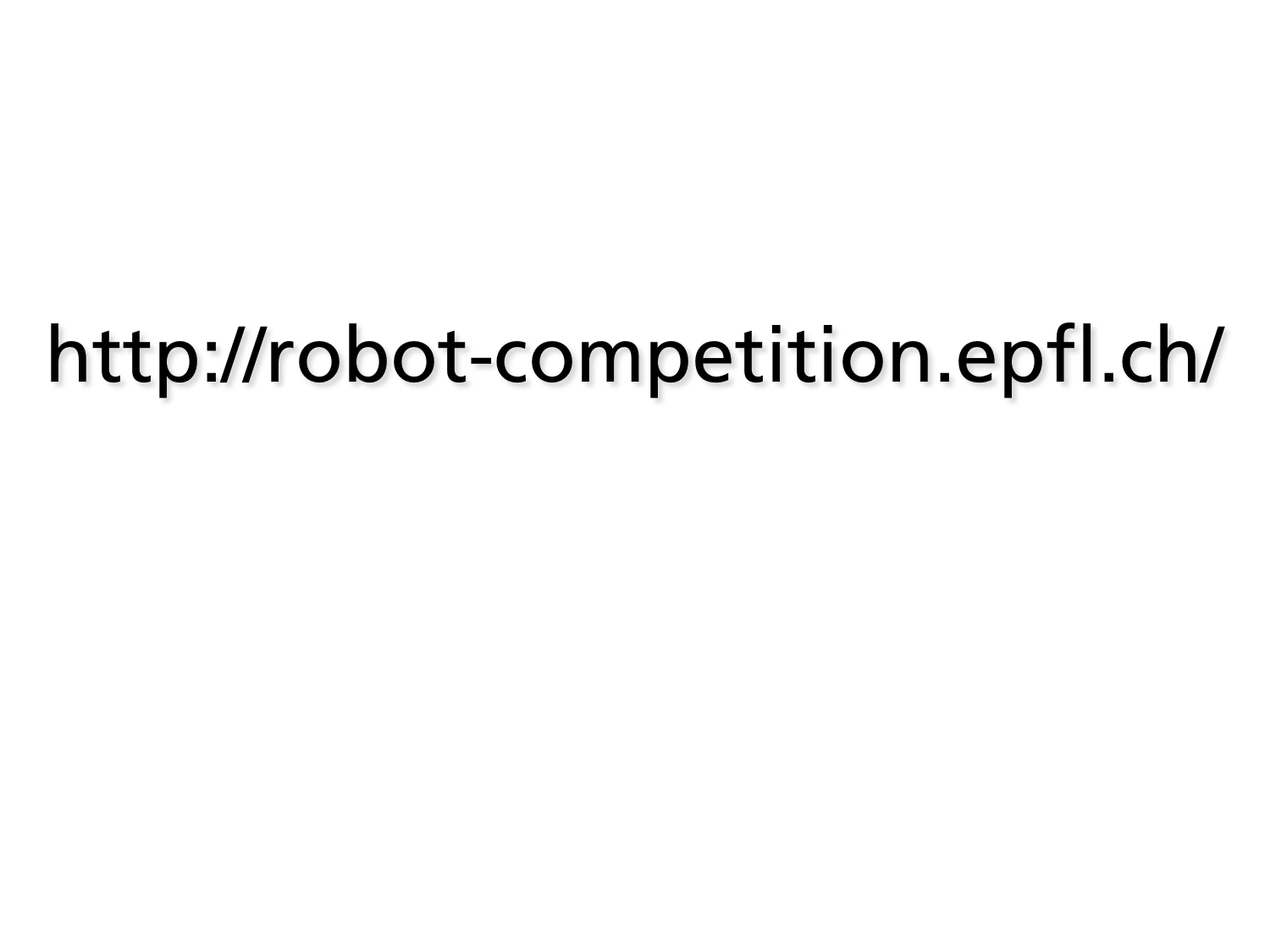http://robot-competition.epfl.ch/